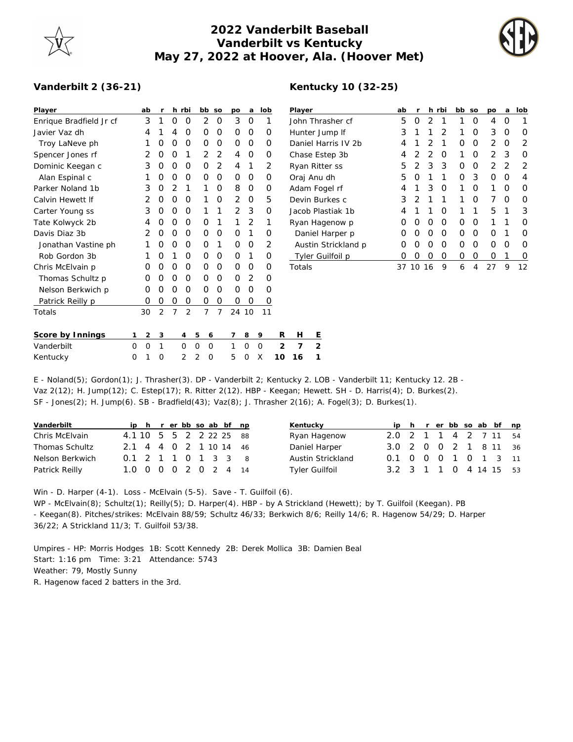# 2022 Vanderbilt Baseball
## Vanderbilt vs Kentucky
## May 27, 2022 at Hoover, Ala. (Hoover Met)

### Vanderbilt 2 (36-21)

| Player | ab | r | h | rbi | bb | so | po | a | lob |
|---|---|---|---|---|---|---|---|---|---|
| Enrique Bradfield Jr cf | 3 | 1 | 0 | 0 | 2 | 0 | 3 | 0 | 1 |
| Javier Vaz dh | 4 | 1 | 4 | 0 | 0 | 0 | 0 | 0 | 0 |
| Troy LaNeve ph | 1 | 0 | 0 | 0 | 0 | 0 | 0 | 0 | 0 |
| Spencer Jones rf | 2 | 0 | 0 | 1 | 2 | 2 | 4 | 0 | 0 |
| Dominic Keegan c | 3 | 0 | 0 | 0 | 0 | 2 | 4 | 1 | 2 |
| Alan Espinal c | 1 | 0 | 0 | 0 | 0 | 0 | 0 | 0 | 0 |
| Parker Noland 1b | 3 | 0 | 2 | 1 | 1 | 0 | 8 | 0 | 0 |
| Calvin Hewett lf | 2 | 0 | 0 | 0 | 1 | 0 | 2 | 0 | 5 |
| Carter Young ss | 3 | 0 | 0 | 0 | 1 | 1 | 2 | 3 | 0 |
| Tate Kolwyck 2b | 4 | 0 | 0 | 0 | 0 | 1 | 1 | 2 | 1 |
| Davis Diaz 3b | 2 | 0 | 0 | 0 | 0 | 0 | 0 | 1 | 0 |
| Jonathan Vastine ph | 1 | 0 | 0 | 0 | 0 | 1 | 0 | 0 | 2 |
| Rob Gordon 3b | 1 | 0 | 1 | 0 | 0 | 0 | 0 | 1 | 0 |
| Chris McElvain p | 0 | 0 | 0 | 0 | 0 | 0 | 0 | 0 | 0 |
| Thomas Schultz p | 0 | 0 | 0 | 0 | 0 | 0 | 0 | 2 | 0 |
| Nelson Berkwich p | 0 | 0 | 0 | 0 | 0 | 0 | 0 | 0 | 0 |
| Patrick Reilly p | 0 | 0 | 0 | 0 | 0 | 0 | 0 | 0 | 0 |
| Totals | 30 | 2 | 7 | 2 | 7 | 7 | 24 | 10 | 11 |

### Kentucky 10 (32-25)

| Player | ab | r | h | rbi | bb | so | po | a | lob |
|---|---|---|---|---|---|---|---|---|---|
| John Thrasher cf | 5 | 0 | 2 | 1 | 1 | 0 | 4 | 0 | 1 |
| Hunter Jump lf | 3 | 1 | 1 | 2 | 1 | 0 | 3 | 0 | 0 |
| Daniel Harris IV 2b | 4 | 1 | 2 | 1 | 0 | 0 | 2 | 0 | 2 |
| Chase Estep 3b | 4 | 2 | 2 | 0 | 1 | 0 | 2 | 3 | 0 |
| Ryan Ritter ss | 5 | 2 | 3 | 3 | 0 | 0 | 2 | 2 | 2 |
| Oraj Anu dh | 5 | 0 | 1 | 1 | 0 | 3 | 0 | 0 | 4 |
| Adam Fogel rf | 4 | 1 | 3 | 0 | 1 | 0 | 1 | 0 | 0 |
| Devin Burkes c | 3 | 2 | 1 | 1 | 1 | 0 | 7 | 0 | 0 |
| Jacob Plastiak 1b | 4 | 1 | 1 | 0 | 1 | 1 | 5 | 1 | 3 |
| Ryan Hagenow p | 0 | 0 | 0 | 0 | 0 | 0 | 1 | 1 | 0 |
| Daniel Harper p | 0 | 0 | 0 | 0 | 0 | 0 | 0 | 1 | 0 |
| Austin Strickland p | 0 | 0 | 0 | 0 | 0 | 0 | 0 | 0 | 0 |
| Tyler Guilfoil p | 0 | 0 | 0 | 0 | 0 | 0 | 0 | 1 | 0 |
| Totals | 37 | 10 | 16 | 9 | 6 | 4 | 27 | 9 | 12 |

| Score by Innings | 1 | 2 | 3 | 4 | 5 | 6 | 7 | 8 | 9 | R | H | E |
|---|---|---|---|---|---|---|---|---|---|---|---|---|
| Vanderbilt | 0 | 0 | 1 | 0 | 0 | 0 | 1 | 0 | 0 | 2 | 7 | 2 |
| Kentucky | 0 | 1 | 0 | 2 | 2 | 0 | 5 | 0 | X | 10 | 16 | 1 |

E - Noland(5); Gordon(1); J. Thrasher(3). DP - Vanderbilt 2; Kentucky 2. LOB - Vanderbilt 11; Kentucky 12. 2B - Vaz 2(12); H. Jump(12); C. Estep(17); R. Ritter 2(12). HBP - Keegan; Hewett. SH - D. Harris(4); D. Burkes(2). SF - Jones(2); H. Jump(6). SB - Bradfield(43); Vaz(8); J. Thrasher 2(16); A. Fogel(3); D. Burkes(1).

| Vanderbilt | ip | h | r | er | bb | so | ab | bf | np |
|---|---|---|---|---|---|---|---|---|---|
| Chris McElvain | 4.1 | 10 | 5 | 5 | 2 | 2 | 22 | 25 | 88 |
| Thomas Schultz | 2.1 | 4 | 4 | 0 | 2 | 1 | 10 | 14 | 46 |
| Nelson Berkwich | 0.1 | 2 | 1 | 1 | 0 | 1 | 3 | 3 | 8 |
| Patrick Reilly | 1.0 | 0 | 0 | 0 | 2 | 0 | 2 | 4 | 14 |

| Kentucky | ip | h | r | er | bb | so | ab | bf | np |
|---|---|---|---|---|---|---|---|---|---|
| Ryan Hagenow | 2.0 | 2 | 1 | 1 | 4 | 2 | 7 | 11 | 54 |
| Daniel Harper | 3.0 | 2 | 0 | 0 | 2 | 1 | 8 | 11 | 36 |
| Austin Strickland | 0.1 | 0 | 0 | 0 | 1 | 0 | 1 | 3 | 11 |
| Tyler Guilfoil | 3.2 | 3 | 1 | 1 | 0 | 4 | 14 | 15 | 53 |

Win - D. Harper (4-1). Loss - McElvain (5-5). Save - T. Guilfoil (6).
WP - McElvain(8); Schultz(1); Reilly(5); D. Harper(4). HBP - by A Strickland (Hewett); by T. Guilfoil (Keegan). PB - Keegan(8). Pitches/strikes: McElvain 88/59; Schultz 46/33; Berkwich 8/6; Reilly 14/6; R. Hagenow 54/29; D. Harper 36/22; A Strickland 11/3; T. Guilfoil 53/38.

Umpires - HP: Morris Hodges 1B: Scott Kennedy 2B: Derek Mollica 3B: Damien Beal
Start: 1:16 pm Time: 3:21 Attendance: 5743
Weather: 79, Mostly Sunny
R. Hagenow faced 2 batters in the 3rd.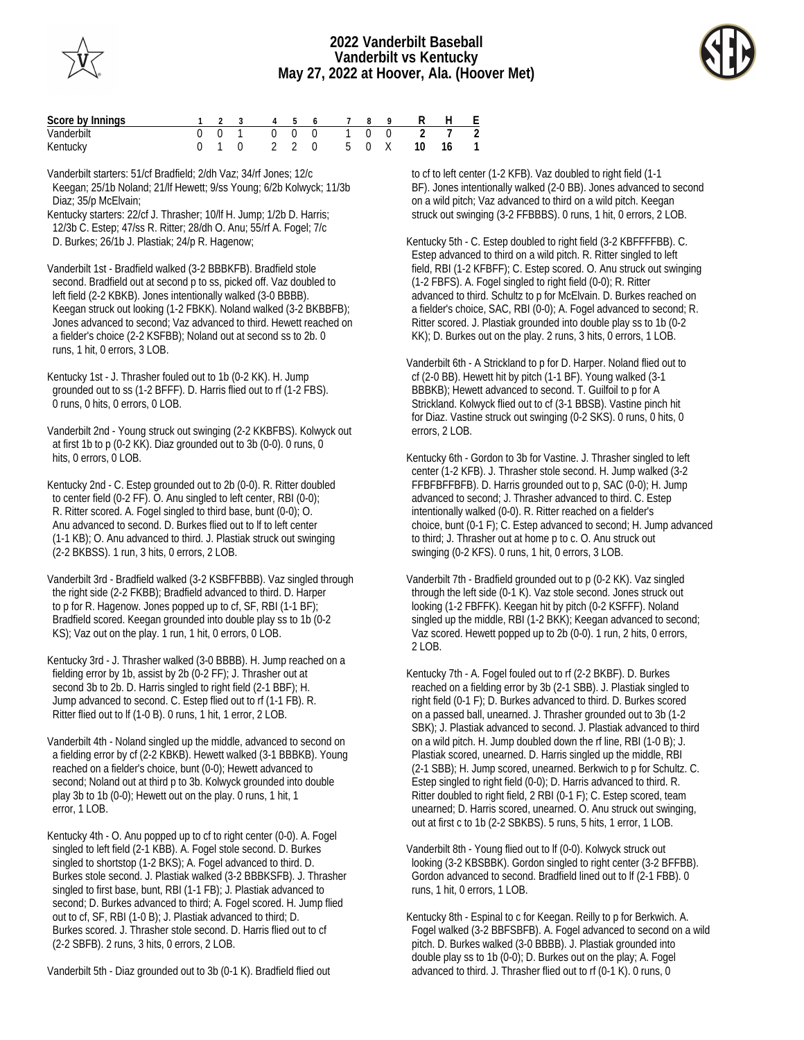# 2022 Vanderbilt Baseball
## Vanderbilt vs Kentucky
## May 27, 2022 at Hoover, Ala. (Hoover Met)

| Score by Innings | 1 | 2 | 3 | 4 | 5 | 6 | 7 | 8 | 9 | R | H | E |
|---|---|---|---|---|---|---|---|---|---|---|---|---|
| Vanderbilt | 0 | 0 | 1 | 0 | 0 | 0 | 1 | 0 | 0 | 2 | 7 | 2 |
| Kentucky | 0 | 1 | 0 | 2 | 2 | 0 | 5 | 0 | X | 10 | 16 | 1 |

Vanderbilt starters: 51/cf Bradfield; 2/dh Vaz; 34/rf Jones; 12/c Keegan; 25/1b Noland; 21/lf Hewett; 9/ss Young; 6/2b Kolwyck; 11/3b Diaz; 35/p McElvain;

Kentucky starters: 22/cf J. Thrasher; 10/lf H. Jump; 1/2b D. Harris; 12/3b C. Estep; 47/ss R. Ritter; 28/dh O. Anu; 55/rf A. Fogel; 7/c D. Burkes; 26/1b J. Plastiak; 24/p R. Hagenow;

Vanderbilt 1st - Bradfield walked (3-2 BBBKFB). Bradfield stole second. Bradfield out at second p to ss, picked off. Vaz doubled to left field (2-2 KBKB). Jones intentionally walked (3-0 BBBB). Keegan struck out looking (1-2 FBKK). Noland walked (3-2 BKBBFB); Jones advanced to second; Vaz advanced to third. Hewett reached on a fielder's choice (2-2 KSFBB); Noland out at second ss to 2b. 0 runs, 1 hit, 0 errors, 3 LOB.

Kentucky 1st - J. Thrasher fouled out to 1b (0-2 KK). H. Jump grounded out to ss (1-2 BFFF). D. Harris flied out to rf (1-2 FBS). 0 runs, 0 hits, 0 errors, 0 LOB.

Vanderbilt 2nd - Young struck out swinging (2-2 KKBFBS). Kolwyck out at first 1b to p (0-2 KK). Diaz grounded out to 3b (0-0). 0 runs, 0 hits, 0 errors, 0 LOB.

Kentucky 2nd - C. Estep grounded out to 2b (0-0). R. Ritter doubled to center field (0-2 FF). O. Anu singled to left center, RBI (0-0); R. Ritter scored. A. Fogel singled to third base, bunt (0-0); O. Anu advanced to second. D. Burkes flied out to lf to left center (1-1 KB); O. Anu advanced to third. J. Plastiak struck out swinging (2-2 BKBSS). 1 run, 3 hits, 0 errors, 2 LOB.

Vanderbilt 3rd - Bradfield walked (3-2 KSBFFBBB). Vaz singled through the right side (2-2 FKBB); Bradfield advanced to third. D. Harper to p for R. Hagenow. Jones popped up to cf, SF, RBI (1-1 BF); Bradfield scored. Keegan grounded into double play ss to 1b (0-2 KS); Vaz out on the play. 1 run, 1 hit, 0 errors, 0 LOB.

Kentucky 3rd - J. Thrasher walked (3-0 BBBB). H. Jump reached on a fielding error by 1b, assist by 2b (0-2 FF); J. Thrasher out at second 3b to 2b. D. Harris singled to right field (2-1 BBF); H. Jump advanced to second. C. Estep flied out to rf (1-1 FB). R. Ritter flied out to lf (1-0 B). 0 runs, 1 hit, 1 error, 2 LOB.

Vanderbilt 4th - Noland singled up the middle, advanced to second on a fielding error by cf (2-2 KBKB). Hewett walked (3-1 BBBKB). Young reached on a fielder's choice, bunt (0-0); Hewett advanced to second; Noland out at third p to 3b. Kolwyck grounded into double play 3b to 1b (0-0); Hewett out on the play. 0 runs, 1 hit, 1 error, 1 LOB.

Kentucky 4th - O. Anu popped up to cf to right center (0-0). A. Fogel singled to left field (2-1 KBB). A. Fogel stole second. D. Burkes singled to shortstop (1-2 BKS); A. Fogel advanced to third. D. Burkes stole second. J. Plastiak walked (3-2 BBBKSFB). J. Thrasher singled to first base, bunt, RBI (1-1 FB); J. Plastiak advanced to second; D. Burkes advanced to third; A. Fogel scored. H. Jump flied out to cf, SF, RBI (1-0 B); J. Plastiak advanced to third; D. Burkes scored. J. Thrasher stole second. D. Harris flied out to cf (2-2 SBFB). 2 runs, 3 hits, 0 errors, 2 LOB.

Vanderbilt 5th - Diaz grounded out to 3b (0-1 K). Bradfield flied out to cf to left center (1-2 KFB). Vaz doubled to right field (1-1 BF). Jones intentionally walked (2-0 BB). Jones advanced to second on a wild pitch; Vaz advanced to third on a wild pitch. Keegan struck out swinging (3-2 FFBBBS). 0 runs, 1 hit, 0 errors, 2 LOB.

Kentucky 5th - C. Estep doubled to right field (3-2 KBFFFFBB). C. Estep advanced to third on a wild pitch. R. Ritter singled to left field, RBI (1-2 KFBFF); C. Estep scored. O. Anu struck out swinging (1-2 FBFS). A. Fogel singled to right field (0-0); R. Ritter advanced to third. Schultz to p for McElvain. D. Burkes reached on a fielder's choice, SAC, RBI (0-0); A. Fogel advanced to second; R. Ritter scored. J. Plastiak grounded into double play ss to 1b (0-2 KK); D. Burkes out on the play. 2 runs, 3 hits, 0 errors, 1 LOB.

Vanderbilt 6th - A Strickland to p for D. Harper. Noland flied out to cf (2-0 BB). Hewett hit by pitch (1-1 BF). Young walked (3-1 BBBKB); Hewett advanced to second. T. Guilfoil to p for A Strickland. Kolwyck flied out to cf (3-1 BBSB). Vastine pinch hit for Diaz. Vastine struck out swinging (0-2 SKS). 0 runs, 0 hits, 0 errors, 2 LOB.

Kentucky 6th - Gordon to 3b for Vastine. J. Thrasher singled to left center (1-2 KFB). J. Thrasher stole second. H. Jump walked (3-2 FFBFBFFBFB). D. Harris grounded out to p, SAC (0-0); H. Jump advanced to second; J. Thrasher advanced to third. C. Estep intentionally walked (0-0). R. Ritter reached on a fielder's choice, bunt (0-1 F); C. Estep advanced to second; H. Jump advanced to third; J. Thrasher out at home p to c. O. Anu struck out swinging (0-2 KFS). 0 runs, 1 hit, 0 errors, 3 LOB.

Vanderbilt 7th - Bradfield grounded out to p (0-2 KK). Vaz singled through the left side (0-1 K). Vaz stole second. Jones struck out looking (1-2 FBFFK). Keegan hit by pitch (0-2 KSFF). Noland singled up the middle, RBI (1-2 BKK); Keegan advanced to second; Vaz scored. Hewett popped up to 2b (0-0). 1 run, 2 hits, 0 errors, 2 LOB.

Kentucky 7th - A. Fogel fouled out to rf (2-2 BKBF). D. Burkes reached on a fielding error by 3b (2-1 SBB). J. Plastiak singled to right field (0-1 F); D. Burkes advanced to third. D. Burkes scored on a passed ball, unearned. J. Thrasher grounded out to 3b (1-2 SBK); J. Plastiak advanced to second. J. Plastiak advanced to third on a wild pitch. H. Jump doubled down the rf line, RBI (1-0 B); J. Plastiak scored, unearned. D. Harris singled up the middle, RBI (2-1 SBB); H. Jump scored, unearned. Berkwich to p for Schultz. C. Estep singled to right field (0-0); D. Harris advanced to third. R. Ritter doubled to right field, 2 RBI (0-1 F); C. Estep scored, team unearned; D. Harris scored, unearned. O. Anu struck out swinging, out at first c to 1b (2-2 SBKBS). 5 runs, 5 hits, 1 error, 1 LOB.

Vanderbilt 8th - Young flied out to lf (0-0). Kolwyck struck out looking (3-2 KBSBBK). Gordon singled to right center (3-2 BFFBB). Gordon advanced to second. Bradfield lined out to lf (2-1 FBB). 0 runs, 1 hit, 0 errors, 1 LOB.

Kentucky 8th - Espinal to c for Keegan. Reilly to p for Berkwich. A. Fogel walked (3-2 BBFSBFB). A. Fogel advanced to second on a wild pitch. D. Burkes walked (3-0 BBBB). J. Plastiak grounded into double play ss to 1b (0-0); D. Burkes out on the play; A. Fogel advanced to third. J. Thrasher flied out to rf (0-1 K). 0 runs, 0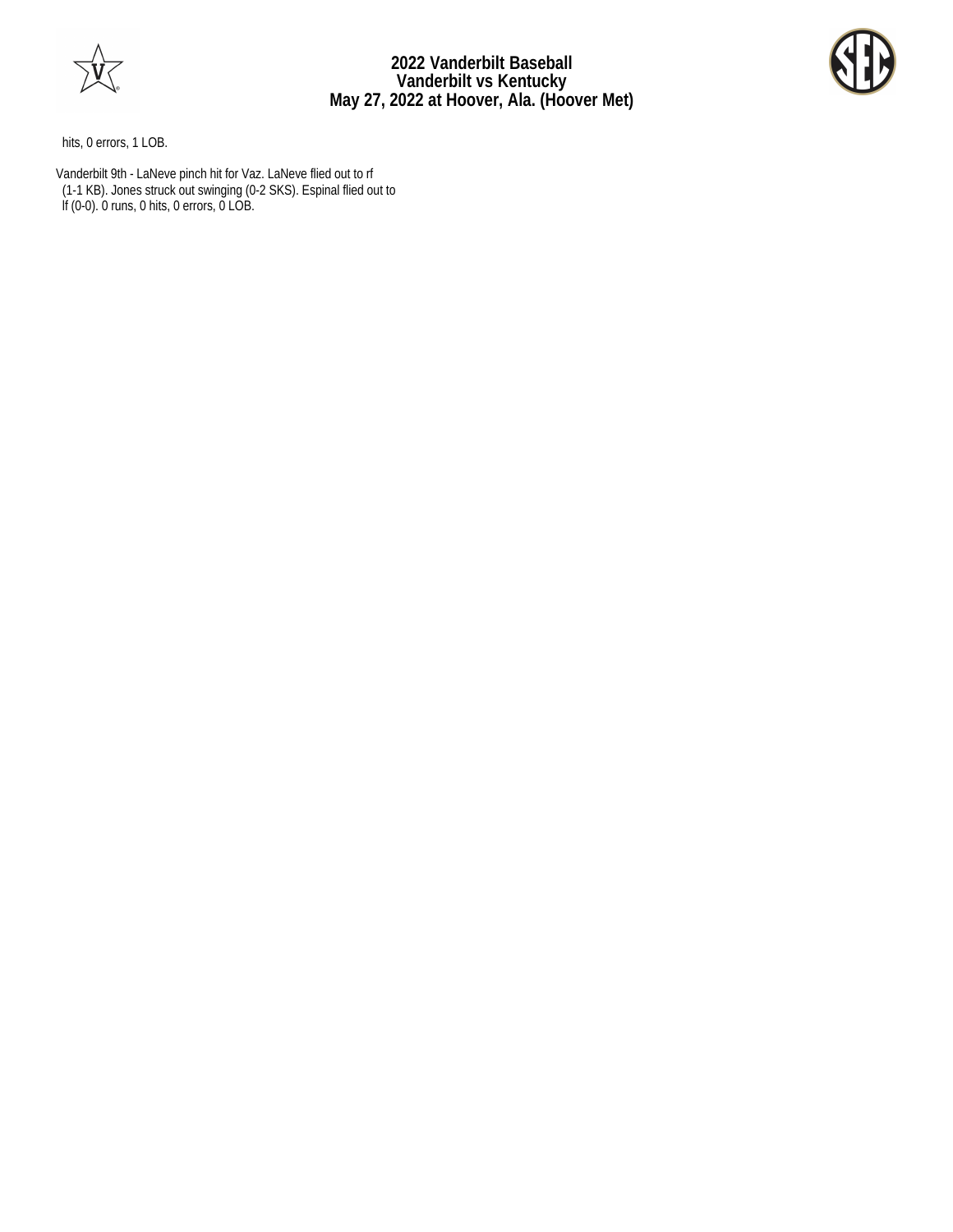hits, 0 errors, 1 LOB.

Vanderbilt 9th - LaNeve pinch hit for Vaz. LaNeve flied out to rf (1-1 KB). Jones struck out swinging (0-2 SKS). Espinal flied out to lf (0-0). 0 runs, 0 hits, 0 errors, 0 LOB.